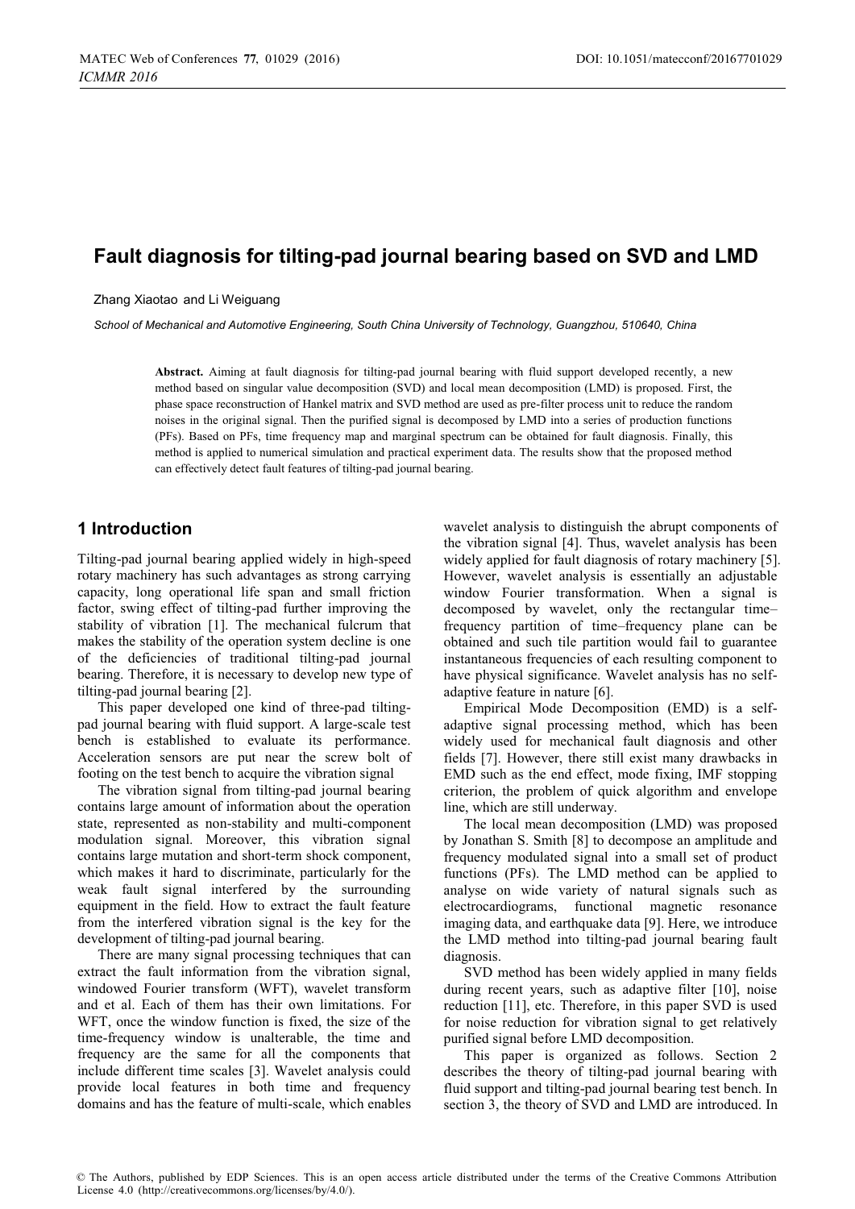# Fault diagnosis for tilting-pad journal bearing based on SVD and LMD

Zhang Xiaotao and Li Weiguang

*School of Mechanical and Automotive Engineering, South China University of Technology, Guangzhou, 510640, China*

**Abstract.** Aiming at fault diagnosis for tilting-pad journal bearing with fluid support developed recently, a new method based on singular value decomposition (SVD) and local mean decomposition (LMD) is proposed. First, the phase space reconstruction of Hankel matrix and SVD method are used as pre-filter process unit to reduce the random noises in the original signal. Then the purified signal is decomposed by LMD into a series of production functions (PFs). Based on PFs, time frequency map and marginal spectrum can be obtained for fault diagnosis. Finally, this method is applied to numerical simulation and practical experiment data. The results show that the proposed method can effectively detect fault features of tilting-pad journal bearing.

## 1 Introduction

Tilting-pad journal bearing applied widely in high-speed rotary machinery has such advantages as strong carrying capacity, long operational life span and small friction factor, swing effect of tilting-pad further improving the stability of vibration [1]. The mechanical fulcrum that makes the stability of the operation system decline is one of the deficiencies of traditional tilting-pad journal bearing. Therefore, it is necessary to develop new type of tilting-pad journal bearing [2].

This paper developed one kind of three-pad tilting-pad journal bearing with fluid support. A large-scale test bench is established to evaluate its performance. Acceleration sensors are put near the screw bolt of footing on the test bench to acquire the vibration signal

The vibration signal from tilting-pad journal bearing contains large amount of information about the operation state, represented as non-stability and multi-component modulation signal. Moreover, this vibration signal contains large mutation and short-term shock component, which makes it hard to discriminate, particularly for the weak fault signal interfered by the surrounding equipment in the field. How to extract the fault feature from the interfered vibration signal is the key for the development of tilting-pad journal bearing.

There are many signal processing techniques that can extract the fault information from the vibration signal, windowed Fourier transform (WFT), wavelet transform and et al. Each of them has their own limitations. For WFT, once the window function is fixed, the size of the time-frequency window is unalterable, the time and frequency are the same for all the components that include different time scales [3]. Wavelet analysis could provide local features in both time and frequency domains and has the feature of multi-scale, which enables wavelet analysis to distinguish the abrupt components of the vibration signal [4]. Thus, wavelet analysis has been widely applied for fault diagnosis of rotary machinery [5]. However, wavelet analysis is essentially an adjustable window Fourier transformation. When a signal is decomposed by wavelet, only the rectangular time–frequency partition of time–frequency plane can be obtained and such tile partition would fail to guarantee instantaneous frequencies of each resulting component to have physical significance. Wavelet analysis has no self-adaptive feature in nature [6].

Empirical Mode Decomposition (EMD) is a self-adaptive signal processing method, which has been widely used for mechanical fault diagnosis and other fields [7]. However, there still exist many drawbacks in EMD such as the end effect, mode fixing, IMF stopping criterion, the problem of quick algorithm and envelope line, which are still underway.

The local mean decomposition (LMD) was proposed by Jonathan S. Smith [8] to decompose an amplitude and frequency modulated signal into a small set of product functions (PFs). The LMD method can be applied to analyse on wide variety of natural signals such as electrocardiograms, functional magnetic resonance imaging data, and earthquake data [9]. Here, we introduce the LMD method into tilting-pad journal bearing fault diagnosis.

SVD method has been widely applied in many fields during recent years, such as adaptive filter [10], noise reduction [11], etc. Therefore, in this paper SVD is used for noise reduction for vibration signal to get relatively purified signal before LMD decomposition.

This paper is organized as follows. Section 2 describes the theory of tilting-pad journal bearing with fluid support and tilting-pad journal bearing test bench. In section 3, the theory of SVD and LMD are introduced. In

© The Authors, published by EDP Sciences. This is an open access article distributed under the terms of the Creative Commons Attribution License 4.0 (http://creativecommons.org/licenses/by/4.0/).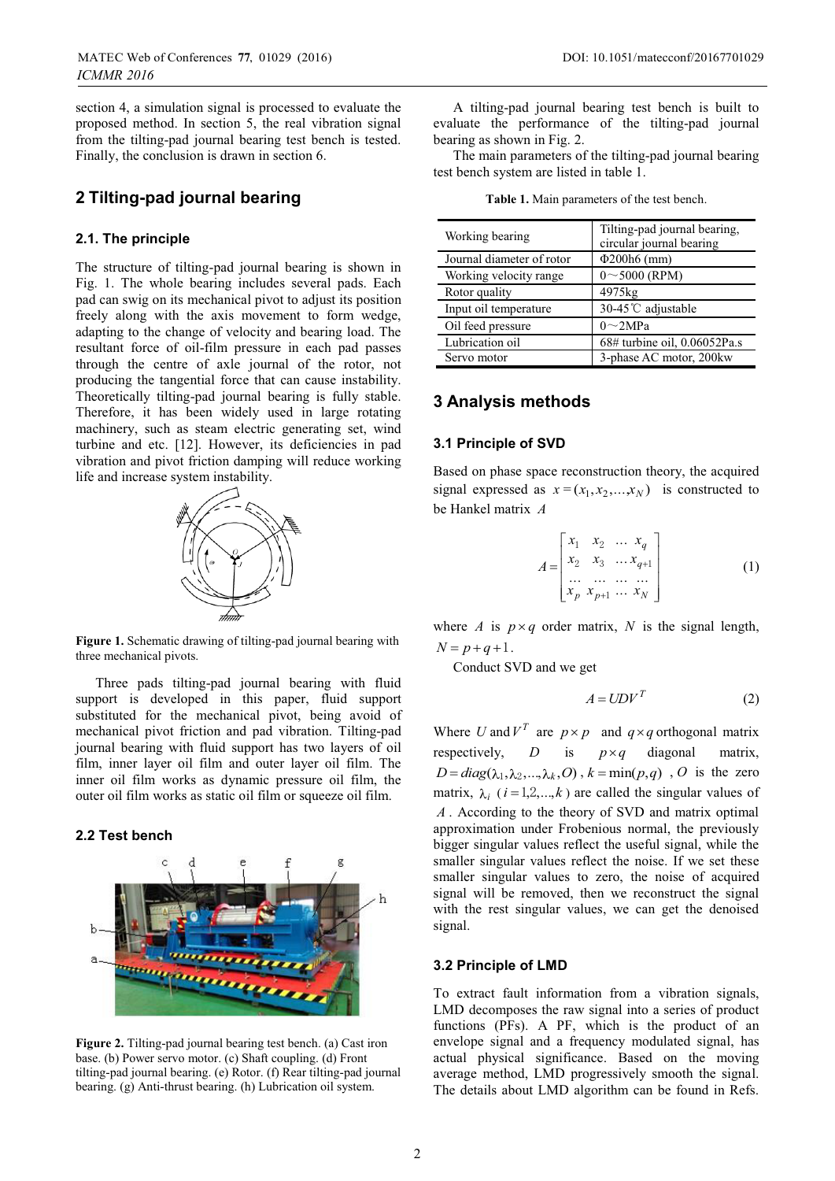section 4, a simulation signal is processed to evaluate the proposed method. In section 5, the real vibration signal from the tilting-pad journal bearing test bench is tested. Finally, the conclusion is drawn in section 6.

## 2 Tilting-pad journal bearing

### 2.1. The principle

The structure of tilting-pad journal bearing is shown in Fig. 1. The whole bearing includes several pads. Each pad can swig on its mechanical pivot to adjust its position freely along with the axis movement to form wedge, adapting to the change of velocity and bearing load. The resultant force of oil-film pressure in each pad passes through the centre of axle journal of the rotor, not producing the tangential force that can cause instability. Theoretically tilting-pad journal bearing is fully stable. Therefore, it has been widely used in large rotating machinery, such as steam electric generating set, wind turbine and etc. [12]. However, its deficiencies in pad vibration and pivot friction damping will reduce working life and increase system instability.

**Figure 1.** Schematic drawing of tilting-pad journal bearing with three mechanical pivots.

Three pads tilting-pad journal bearing with fluid support is developed in this paper, fluid support substituted for the mechanical pivot, being avoid of mechanical pivot friction and pad vibration. Tilting-pad journal bearing with fluid support has two layers of oil film, inner layer oil film and outer layer oil film. The inner oil film works as dynamic pressure oil film, the outer oil film works as static oil film or squeeze oil film.

### 2.2 Test bench

**Figure 2.** Tilting-pad journal bearing test bench. (a) Cast iron base. (b) Power servo motor. (c) Shaft coupling. (d) Front tilting-pad journal bearing. (e) Rotor. (f) Rear tilting-pad journal bearing. (g) Anti-thrust bearing. (h) Lubrication oil system.

A tilting-pad journal bearing test bench is built to evaluate the performance of the tilting-pad journal bearing as shown in Fig. 2.

The main parameters of the tilting-pad journal bearing test bench system are listed in table 1.

**Table 1.** Main parameters of the test bench.

| | |
|---|---|
| Working bearing | Tilting-pad journal bearing, circular journal bearing |
| Journal diameter of rotor | Φ200h6 (mm) |
| Working velocity range | 0～5000 (RPM) |
| Rotor quality | 4975kg |
| Input oil temperature | 30-45℃ adjustable |
| Oil feed pressure | 0～2MPa |
| Lubrication oil | 68# turbine oil, 0.06052Pa.s |
| Servo motor | 3-phase AC motor, 200kw |

## 3 Analysis methods

### 3.1 Principle of SVD

Based on phase space reconstruction theory, the acquired signal expressed as $x = (x_1, x_2, \ldots, x_N)$ is constructed to be Hankel matrix $A$

$$A = \begin{bmatrix} x_1 & x_2 & \ldots & x_q \\ x_2 & x_3 & \ldots & x_{q+1} \\ \ldots & \ldots & \ldots & \ldots \\ x_p & x_{p+1} & \ldots & x_N \end{bmatrix} \tag{1}$$

where $A$ is $p \times q$ order matrix, $N$ is the signal length, $N = p + q + 1$.

Conduct SVD and we get

$$A = UDV^T \tag{2}$$

Where $U$ and $V^T$ are $p \times p$ and $q \times q$ orthogonal matrix respectively, $D$ is $p \times q$ diagonal matrix, $D = diag(\lambda_1, \lambda_2, \ldots, \lambda_k, O)$, $k = \min(p, q)$, $O$ is the zero matrix, $\lambda_i$ ($i = 1, 2, \ldots, k$) are called the singular values of $A$. According to the theory of SVD and matrix optimal approximation under Frobenious normal, the previously bigger singular values reflect the useful signal, while the smaller singular values reflect the noise. If we set these smaller singular values to zero, the noise of acquired signal will be removed, then we reconstruct the signal with the rest singular values, we can get the denoised signal.

### 3.2 Principle of LMD

To extract fault information from a vibration signals, LMD decomposes the raw signal into a series of product functions (PFs). A PF, which is the product of an envelope signal and a frequency modulated signal, has actual physical significance. Based on the moving average method, LMD progressively smooth the signal. The details about LMD algorithm can be found in Refs.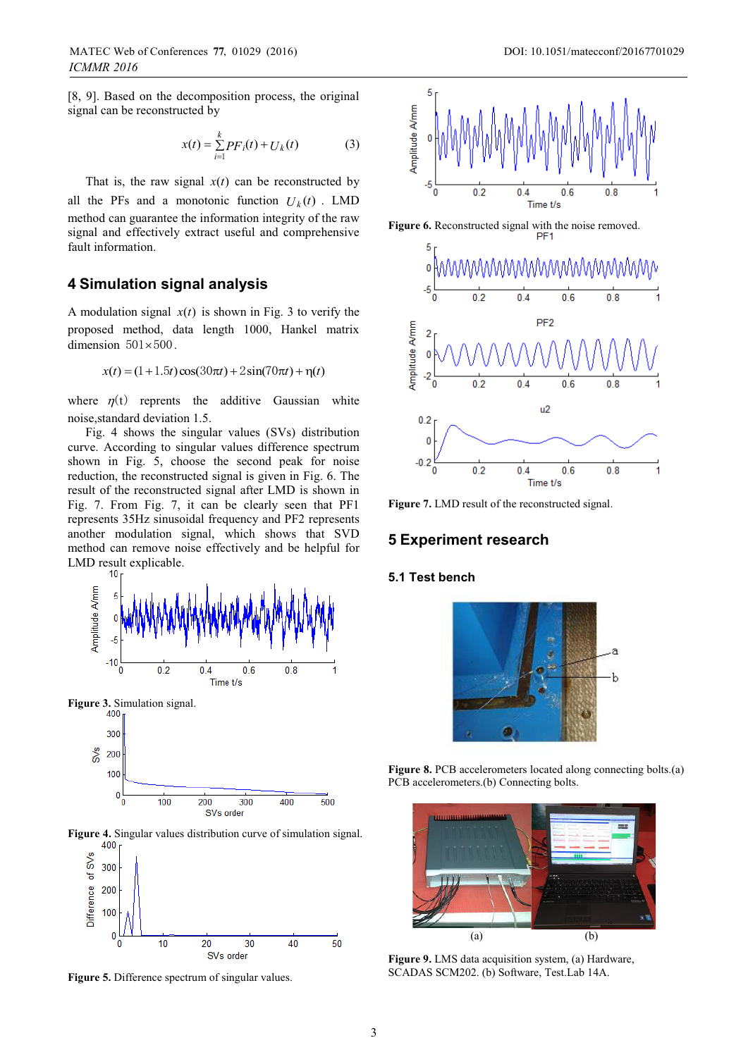[8, 9]. Based on the decomposition process, the original signal can be reconstructed by

$$x(t) = \sum_{i=1}^{k} PF_i(t) + U_k(t) \tag{3}$$

That is, the raw signal $x(t)$ can be reconstructed by all the PFs and a monotonic function $U_k(t)$. LMD method can guarantee the information integrity of the raw signal and effectively extract useful and comprehensive fault information.

## 4 Simulation signal analysis

A modulation signal $x(t)$ is shown in Fig. 3 to verify the proposed method, data length 1000, Hankel matrix dimension $501 \times 500$.

$$x(t) = (1 + 1.5t)\cos(30\pi t) + 2\sin(70\pi t) + \eta(t)$$

where $\eta(t)$ reprents the additive Gaussian white noise,standard deviation 1.5.

Fig. 4 shows the singular values (SVs) distribution curve. According to singular values difference spectrum shown in Fig. 5, choose the second peak for noise reduction, the reconstructed signal is given in Fig. 6. The result of the reconstructed signal after LMD is shown in Fig. 7. From Fig. 7, it can be clearly seen that PF1 represents 35Hz sinusoidal frequency and PF2 represents another modulation signal, which shows that SVD method can remove noise effectively and be helpful for LMD result explicable.

**Figure 3.** Simulation signal.

**Figure 4.** Singular values distribution curve of simulation signal.

**Figure 5.** Difference spectrum of singular values.

**Figure 6.** Reconstructed signal with the noise removed.

**Figure 7.** LMD result of the reconstructed signal.

## 5 Experiment research

### 5.1 Test bench

**Figure 8.** PCB accelerometers located along connecting bolts.(a) PCB accelerometers.(b) Connecting bolts.

**Figure 9.** LMS data acquisition system, (a) Hardware, SCADAS SCM202. (b) Software, Test.Lab 14A.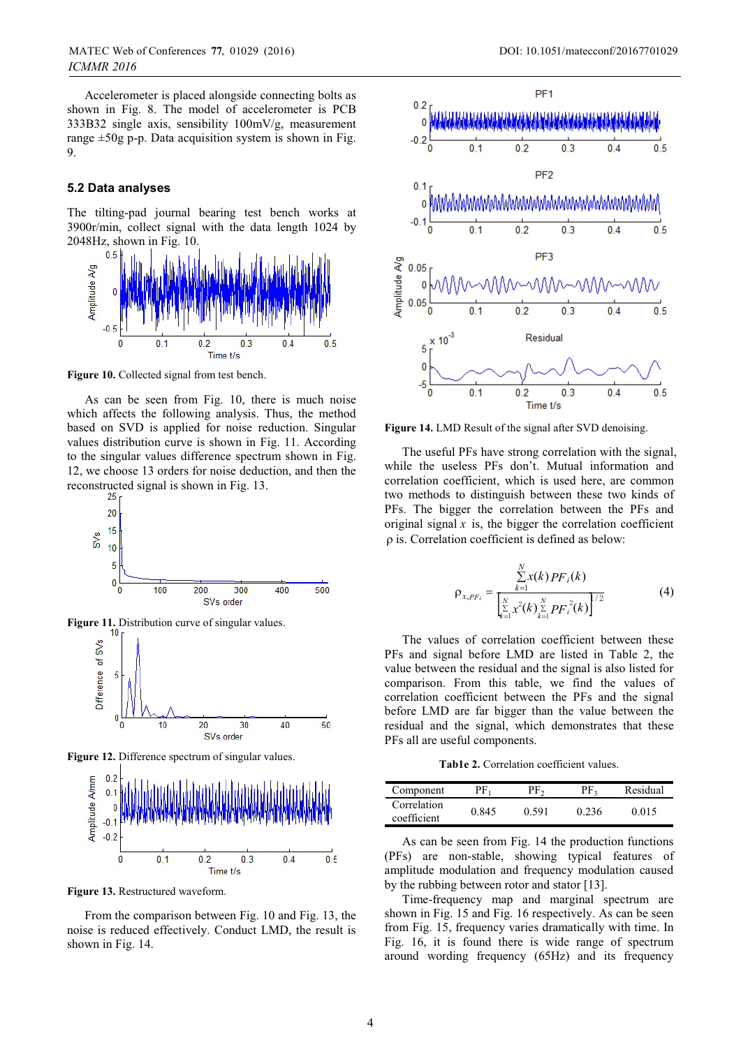Accelerometer is placed alongside connecting bolts as shown in Fig. 8. The model of accelerometer is PCB 333B32 single axis, sensibility 100mV/g, measurement range ±50g p-p. Data acquisition system is shown in Fig. 9.

## 5.2 Data analyses

The tilting-pad journal bearing test bench works at 3900r/min, collect signal with the data length 1024 by 2048Hz, shown in Fig. 10.

**Figure 10.** Collected signal from test bench.

As can be seen from Fig. 10, there is much noise which affects the following analysis. Thus, the method based on SVD is applied for noise reduction. Singular values distribution curve is shown in Fig. 11. According to the singular values difference spectrum shown in Fig. 12, we choose 13 orders for noise deduction, and then the reconstructed signal is shown in Fig. 13.

**Figure 11.** Distribution curve of singular values.

**Figure 12.** Difference spectrum of singular values.

**Figure 13.** Restructured waveform.

From the comparison between Fig. 10 and Fig. 13, the noise is reduced effectively. Conduct LMD, the result is shown in Fig. 14.

**Figure 14.** LMD Result of the signal after SVD denoising.

The useful PFs have strong correlation with the signal, while the useless PFs don't. Mutual information and correlation coefficient, which is used here, are common two methods to distinguish between these two kinds of PFs. The bigger the correlation between the PFs and original signal $x$ is, the bigger the correlation coefficient $\rho$ is. Correlation coefficient is defined as below:

$$\rho_{x,PF_i} = \frac{\sum_{k=1}^{N} x(k)PF_i(k)}{\left[\sum_{k=1}^{N} x^2(k)\sum_{k=1}^{N} PF_i^2(k)\right]^{1/2}} \tag{4}$$

The values of correlation coefficient between these PFs and signal before LMD are listed in Table 2, the value between the residual and the signal is also listed for comparison. From this table, we find the values of correlation coefficient between the PFs and the signal before LMD are far bigger than the value between the residual and the signal, which demonstrates that these PFs all are useful components.

**Table 2.** Correlation coefficient values.

| Component | $PF_1$ | $PF_2$ | $PF_3$ | Residual |
|---|---|---|---|---|
| Correlation coefficient | 0.845 | 0.591 | 0.236 | 0.015 |

As can be seen from Fig. 14 the production functions (PFs) are non-stable, showing typical features of amplitude modulation and frequency modulation caused by the rubbing between rotor and stator [13].

Time-frequency map and marginal spectrum are shown in Fig. 15 and Fig. 16 respectively. As can be seen from Fig. 15, frequency varies dramatically with time. In Fig. 16, it is found there is wide range of spectrum around wording frequency (65Hz) and its frequency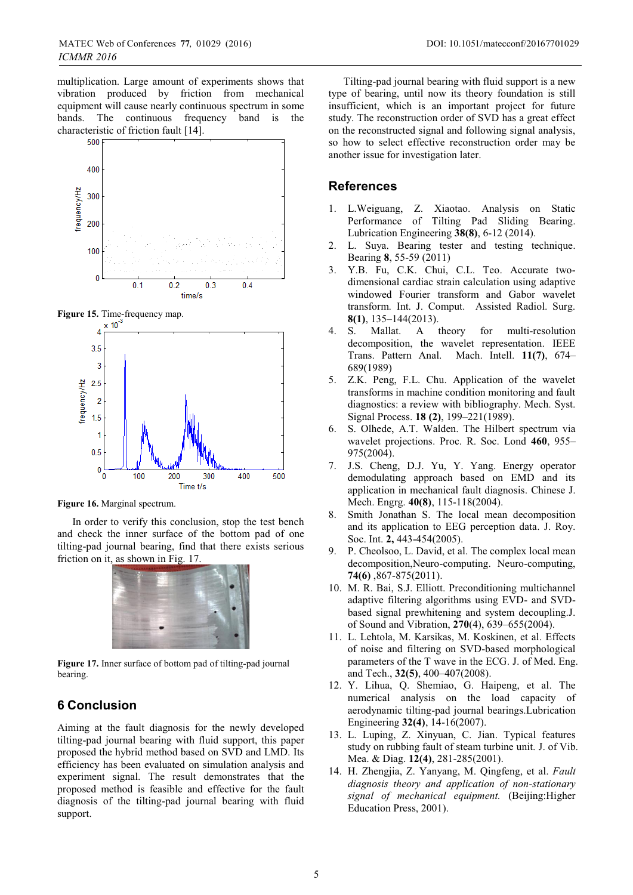multiplication. Large amount of experiments shows that vibration produced by friction from mechanical equipment will cause nearly continuous spectrum in some bands. The continuous frequency band is the characteristic of friction fault [14].

500
400
300
200
100
0
frequency/Hz
0.1
0.2
0.3
0.4
time/s

**Figure 15.** Time-frequency map.

x $10^{-3}$
4
3.5
3
2.5
2
1.5
1
0.5
0
frequency/Hz
0
100
200
300
400
500
Time t/s

**Figure 16.** Marginal spectrum.

In order to verify this conclusion, stop the test bench and check the inner surface of the bottom pad of one tilting-pad journal bearing, find that there exists serious friction on it, as shown in Fig. 17.

**Figure 17.** Inner surface of bottom pad of tilting-pad journal bearing.

## 6 Conclusion

Aiming at the fault diagnosis for the newly developed tilting-pad journal bearing with fluid support, this paper proposed the hybrid method based on SVD and LMD. Its efficiency has been evaluated on simulation analysis and experiment signal. The result demonstrates that the proposed method is feasible and effective for the fault diagnosis of the tilting-pad journal bearing with fluid support.

Tilting-pad journal bearing with fluid support is a new type of bearing, until now its theory foundation is still insufficient, which is an important project for future study. The reconstruction order of SVD has a great effect on the reconstructed signal and following signal analysis, so how to select effective reconstruction order may be another issue for investigation later.

## References

1. L.Weiguang, Z. Xiaotao. Analysis on Static Performance of Tilting Pad Sliding Bearing. Lubrication Engineering **38(8)**, 6-12 (2014).
2. L. Suya. Bearing tester and testing technique. Bearing **8**, 55-59 (2011)
3. Y.B. Fu, C.K. Chui, C.L. Teo. Accurate two-dimensional cardiac strain calculation using adaptive windowed Fourier transform and Gabor wavelet transform. Int. J. Comput. Assisted Radiol. Surg. **8(1)**, 135–144(2013).
4. S. Mallat. A theory for multi-resolution decomposition, the wavelet representation. IEEE Trans. Pattern Anal. Mach. Intell. **11(7)**, 674–689(1989)
5. Z.K. Peng, F.L. Chu. Application of the wavelet transforms in machine condition monitoring and fault diagnostics: a review with bibliography. Mech. Syst. Signal Process. **18 (2)**, 199–221(1989).
6. S. Olhede, A.T. Walden. The Hilbert spectrum via wavelet projections. Proc. R. Soc. Lond **460**, 955–975(2004).
7. J.S. Cheng, D.J. Yu, Y. Yang. Energy operator demodulating approach based on EMD and its application in mechanical fault diagnosis. Chinese J. Mech. Engrg. **40(8)**, 115-118(2004).
8. Smith Jonathan S. The local mean decomposition and its application to EEG perception data. J. Roy. Soc. Int. **2,** 443-454(2005).
9. P. Cheolsoo, L. David, et al. The complex local mean decomposition,Neuro-computing. Neuro-computing, **74(6)** ,867-875(2011).
10. M. R. Bai, S.J. Elliott. Preconditioning multichannel adaptive filtering algorithms using EVD- and SVD-based signal prewhitening and system decoupling.J. of Sound and Vibration, **270**(4), 639–655(2004).
11. L. Lehtola, M. Karsikas, M. Koskinen, et al. Effects of noise and filtering on SVD-based morphological parameters of the T wave in the ECG. J. of Med. Eng. and Tech., **32(5)**, 400–407(2008).
12. Y. Lihua, Q. Shemiao, G. Haipeng, et al. The numerical analysis on the load capacity of aerodynamic tilting-pad journal bearings.Lubrication Engineering **32(4)**, 14-16(2007).
13. L. Luping, Z. Xinyuan, C. Jian. Typical features study on rubbing fault of steam turbine unit. J. of Vib. Mea. & Diag. **12(4)**, 281-285(2001).
14. H. Zhengjia, Z. Yanyang, M. Qingfeng, et al. *Fault diagnosis theory and application of non-stationary signal of mechanical equipment.* (Beijing:Higher Education Press, 2001).